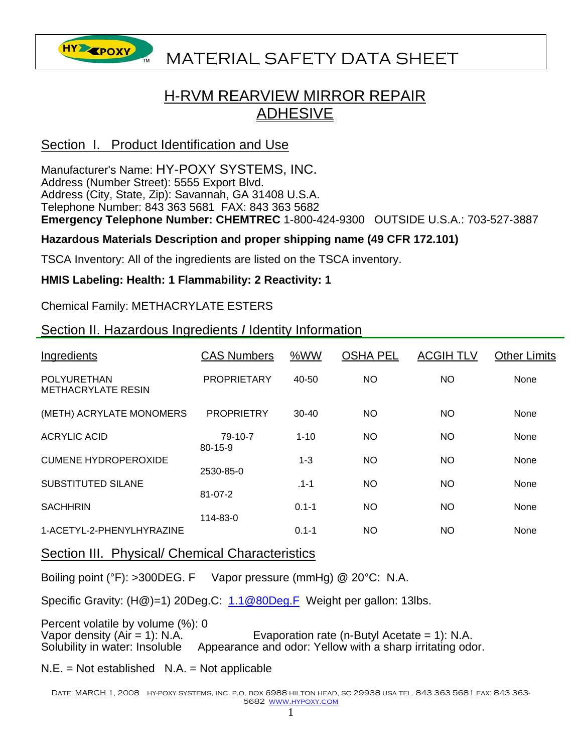# MATERIAL SAFETY DATA SHEET

## H-RVM REARVIEW MIRROR REPAIR ADHESIVE

## Section I. Product Identification and Use

Manufacturer's Name: HY-POXY SYSTEMS, INC.
Address (Number Street): 5555 Export Blvd.
Address (City, State, Zip): Savannah, GA 31408 U.S.A.
Telephone Number: 843 363 5681 FAX: 843 363 5682
**Emergency Telephone Number: CHEMTREC** 1-800-424-9300 OUTSIDE U.S.A.: 703-527-3887

**Hazardous Materials Description and proper shipping name (49 CFR 172.101)**

TSCA Inventory: All of the ingredients are listed on the TSCA inventory.

**HMIS Labeling: Health: 1 Flammability: 2 Reactivity: 1**

Chemical Family: METHACRYLATE ESTERS

## Section II. Hazardous Ingredients / Identity Information

| Ingredients | CAS Numbers | %WW | OSHA PEL | ACGIH TLV | Other Limits |
|---|---|---|---|---|---|
| POLYURETHAN METHACRYLATE RESIN | PROPRIETARY | 40-50 | NO | NO | None |
| (METH) ACRYLATE MONOMERS | PROPRIETRY | 30-40 | NO | NO | None |
| ACRYLIC ACID | 79-10-7 | 1-10 | NO | NO | None |
| CUMENE HYDROPEROXIDE | 80-15-9 | 1-3 | NO | NO | None |
| SUBSTITUTED SILANE | 2530-85-0 | .1-1 | NO | NO | None |
| SACHHRIN | 81-07-2 | 0.1-1 | NO | NO | None |
| 1-ACETYL-2-PHENYLHYRAZINE | 114-83-0 | 0.1-1 | NO | NO | None |

## Section III. Physical/ Chemical Characteristics

Boiling point (°F): >300DEG. F    Vapor pressure (mmHg) @ 20°C: N.A.

Specific Gravity: (H@)=1) 20Deg.C: 1.1@80Deg.F  Weight per gallon: 13lbs.

Percent volatile by volume (%): 0
Vapor density (Air = 1): N.A.    Evaporation rate (n-Butyl Acetate = 1): N.A.
Solubility in water: Insoluble    Appearance and odor: Yellow with a sharp irritating odor.

N.E. = Not established   N.A. = Not applicable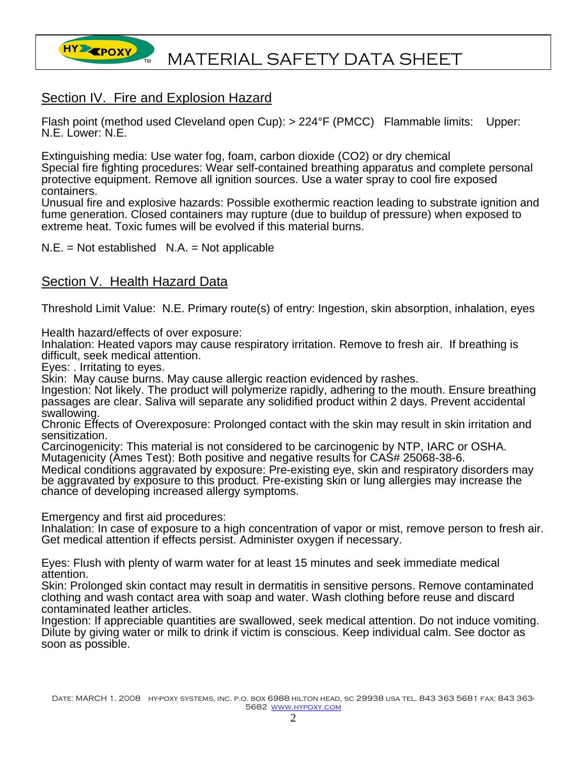## Section IV. Fire and Explosion Hazard

Flash point (method used Cleveland open Cup): > 224°F (PMCC) Flammable limits: Upper: N.E. Lower: N.E.

Extinguishing media: Use water fog, foam, carbon dioxide ($CO_2$) or dry chemical
Special fire fighting procedures: Wear self-contained breathing apparatus and complete personal protective equipment. Remove all ignition sources. Use a water spray to cool fire exposed containers.
Unusual fire and explosive hazards: Possible exothermic reaction leading to substrate ignition and fume generation. Closed containers may rupture (due to buildup of pressure) when exposed to extreme heat. Toxic fumes will be evolved if this material burns.

N.E. = Not established N.A. = Not applicable

## Section V. Health Hazard Data

Threshold Limit Value: N.E. Primary route(s) of entry: Ingestion, skin absorption, inhalation, eyes

Health hazard/effects of over exposure:
Inhalation: Heated vapors may cause respiratory irritation. Remove to fresh air. If breathing is difficult, seek medical attention.
Eyes: . Irritating to eyes.
Skin: May cause burns. May cause allergic reaction evidenced by rashes.
Ingestion: Not likely. The product will polymerize rapidly, adhering to the mouth. Ensure breathing passages are clear. Saliva will separate any solidified product within 2 days. Prevent accidental swallowing.
Chronic Effects of Overexposure: Prolonged contact with the skin may result in skin irritation and sensitization.
Carcinogenicity: This material is not considered to be carcinogenic by NTP, IARC or OSHA.
Mutagenicity (Ames Test): Both positive and negative results for CAS# 25068-38-6.
Medical conditions aggravated by exposure: Pre-existing eye, skin and respiratory disorders may be aggravated by exposure to this product. Pre-existing skin or lung allergies may increase the chance of developing increased allergy symptoms.

Emergency and first aid procedures:
Inhalation: In case of exposure to a high concentration of vapor or mist, remove person to fresh air. Get medical attention if effects persist. Administer oxygen if necessary.

Eyes: Flush with plenty of warm water for at least 15 minutes and seek immediate medical attention.
Skin: Prolonged skin contact may result in dermatitis in sensitive persons. Remove contaminated clothing and wash contact area with soap and water. Wash clothing before reuse and discard contaminated leather articles.
Ingestion: If appreciable quantities are swallowed, seek medical attention. Do not induce vomiting. Dilute by giving water or milk to drink if victim is conscious. Keep individual calm. See doctor as soon as possible.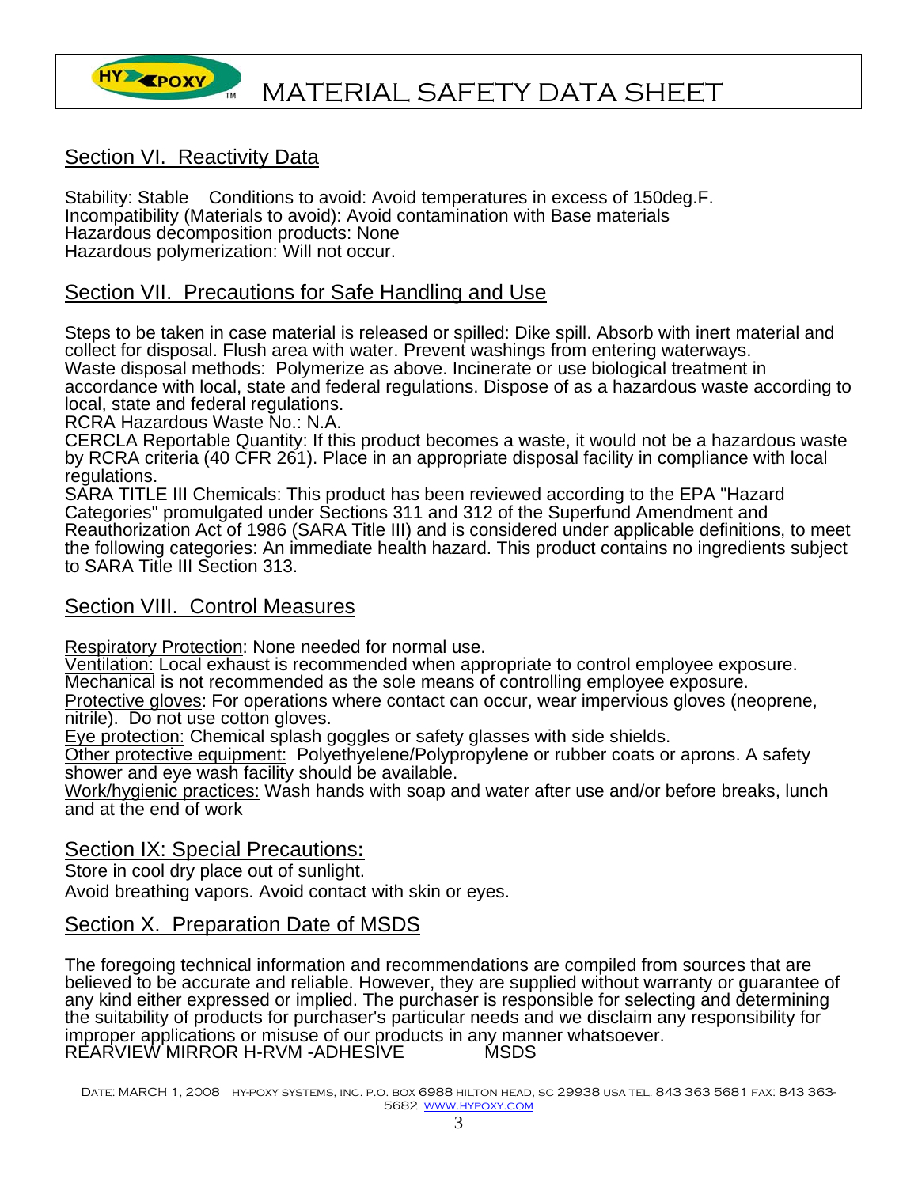## Section VI. Reactivity Data

Stability: Stable    Conditions to avoid: Avoid temperatures in excess of 150deg.F.
Incompatibility (Materials to avoid): Avoid contamination with Base materials
Hazardous decomposition products: None
Hazardous polymerization: Will not occur.

## Section VII. Precautions for Safe Handling and Use

Steps to be taken in case material is released or spilled: Dike spill. Absorb with inert material and collect for disposal. Flush area with water. Prevent washings from entering waterways.
Waste disposal methods: Polymerize as above. Incinerate or use biological treatment in accordance with local, state and federal regulations. Dispose of as a hazardous waste according to local, state and federal regulations.
RCRA Hazardous Waste No.: N.A.
CERCLA Reportable Quantity: If this product becomes a waste, it would not be a hazardous waste by RCRA criteria (40 CFR 261). Place in an appropriate disposal facility in compliance with local regulations.
SARA TITLE III Chemicals: This product has been reviewed according to the EPA "Hazard Categories" promulgated under Sections 311 and 312 of the Superfund Amendment and Reauthorization Act of 1986 (SARA Title III) and is considered under applicable definitions, to meet the following categories: An immediate health hazard. This product contains no ingredients subject to SARA Title III Section 313.

## Section VIII. Control Measures

Respiratory Protection: None needed for normal use.
Ventilation: Local exhaust is recommended when appropriate to control employee exposure. Mechanical is not recommended as the sole means of controlling employee exposure.
Protective gloves: For operations where contact can occur, wear impervious gloves (neoprene, nitrile). Do not use cotton gloves.
Eye protection: Chemical splash goggles or safety glasses with side shields.
Other protective equipment: Polyethyelene/Polypropylene or rubber coats or aprons. A safety shower and eye wash facility should be available.
Work/hygienic practices: Wash hands with soap and water after use and/or before breaks, lunch and at the end of work

## Section IX: Special Precautions:

Store in cool dry place out of sunlight.
Avoid breathing vapors. Avoid contact with skin or eyes.

## Section X. Preparation Date of MSDS

The foregoing technical information and recommendations are compiled from sources that are believed to be accurate and reliable. However, they are supplied without warranty or guarantee of any kind either expressed or implied. The purchaser is responsible for selecting and determining the suitability of products for purchaser's particular needs and we disclaim any responsibility for improper applications or misuse of our products in any manner whatsoever.
REARVIEW MIRROR H-RVM -ADHESIVE    MSDS

Date: MARCH 1, 2008    HY-POXY SYSTEMS, INC. P.O. BOX 6988 HILTON HEAD, SC 29938 USA TEL. 843 363 5681 FAX: 843 363-5682 WWW.HYPOXY.COM